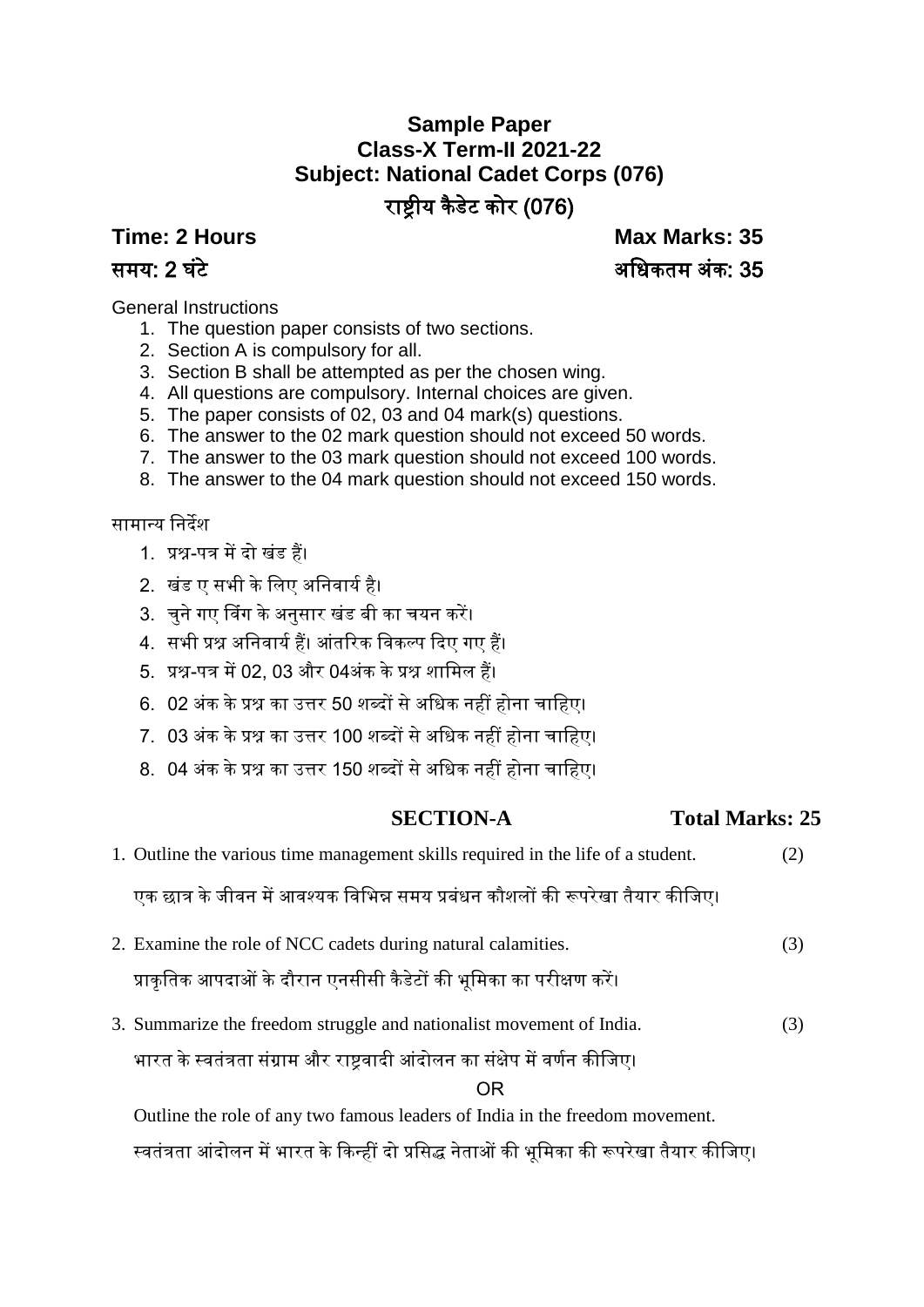# Sample Paper
## Class-X Term-II 2021-22
## Subject: National Cadet Corps (076)
## राष्ट्रीय कैडेट कोर (076)

**Time: 2 Hours** **Max Marks: 35**

**समय: 2 घंटे** **अधिकतम अंक: 35**

General Instructions

1. The question paper consists of two sections.
2. Section A is compulsory for all.
3. Section B shall be attempted as per the chosen wing.
4. All questions are compulsory. Internal choices are given.
5. The paper consists of 02, 03 and 04 mark(s) questions.
6. The answer to the 02 mark question should not exceed 50 words.
7. The answer to the 03 mark question should not exceed 100 words.
8. The answer to the 04 mark question should not exceed 150 words.

सामान्य निर्देश

1. प्रश्न-पत्र में दो खंड हैं।
2. खंड ए सभी के लिए अनिवार्य है।
3. चुने गए विंग के अनुसार खंड बी का चयन करें।
4. सभी प्रश्न अनिवार्य हैं। आंतरिक विकल्प दिए गए हैं।
5. प्रश्न-पत्र में 02, 03 और 04अंक के प्रश्न शामिल हैं।
6. 02 अंक के प्रश्न का उत्तर 50 शब्दों से अधिक नहीं होना चाहिए।
7. 03 अंक के प्रश्न का उत्तर 100 शब्दों से अधिक नहीं होना चाहिए।
8. 04 अंक के प्रश्न का उत्तर 150 शब्दों से अधिक नहीं होना चाहिए।

## SECTION-A **Total Marks: 25**

1. Outline the various time management skills required in the life of a student. (2)

   एक छात्र के जीवन में आवश्यक विभिन्न समय प्रबंधन कौशलों की रूपरेखा तैयार कीजिए।

2. Examine the role of NCC cadets during natural calamities. (3)

   प्राकृतिक आपदाओं के दौरान एनसीसी कैडेटों की भूमिका का परीक्षण करें।

3. Summarize the freedom struggle and nationalist movement of India. (3)

   भारत के स्वतंत्रता संग्राम और राष्ट्रवादी आंदोलन का संक्षेप में वर्णन कीजिए।

   OR

   Outline the role of any two famous leaders of India in the freedom movement.

   स्वतंत्रता आंदोलन में भारत के किन्हीं दो प्रसिद्ध नेताओं की भूमिका की रूपरेखा तैयार कीजिए।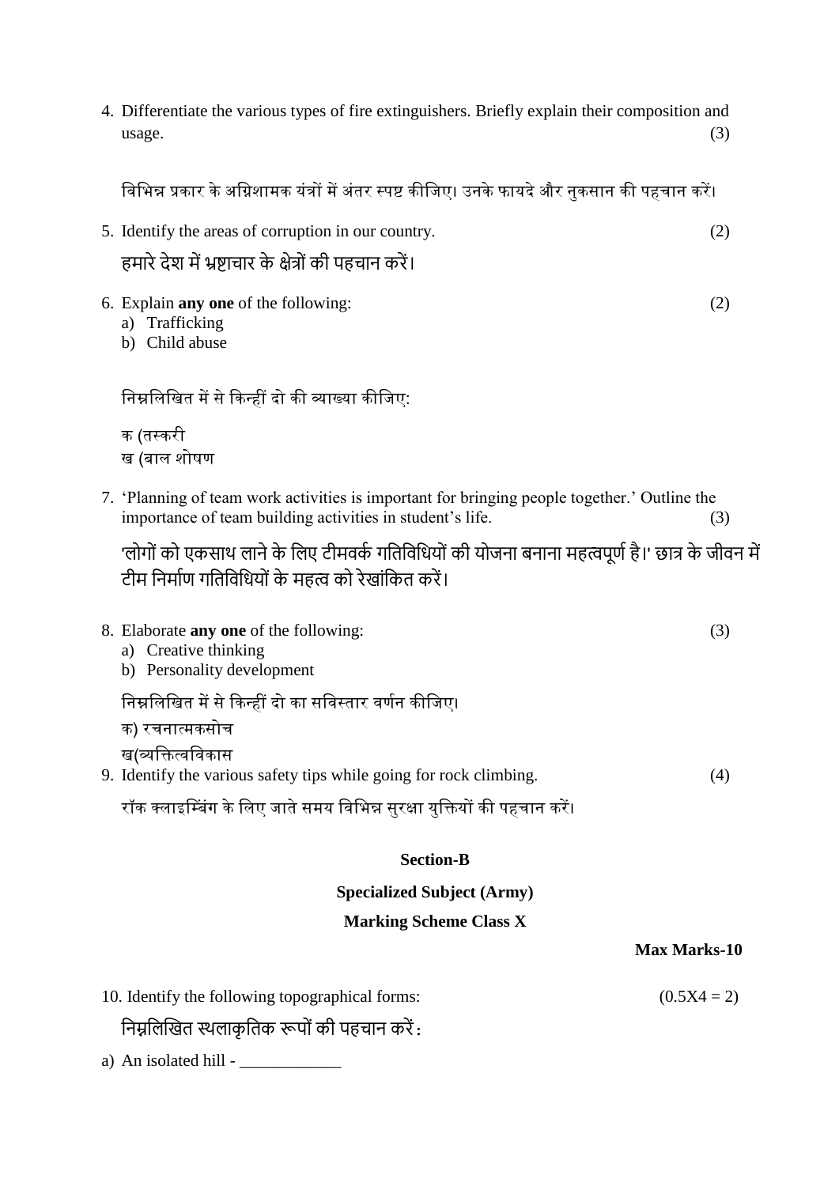4. Differentiate the various types of fire extinguishers. Briefly explain their composition and usage. (3)

   विभिन्न प्रकार के अग्निशामक यंत्रों में अंतर स्पष्ट कीजिए। उनके फायदे और नुकसान की पहचान करें।

5. Identify the areas of corruption in our country. (2)

   हमारे देश में भ्रष्टाचार के क्षेत्रों की पहचान करें।

6. Explain **any one** of the following: (2)
   a) Trafficking
   b) Child abuse

   निम्नलिखित में से किन्हीं दो की व्याख्या कीजिए:

   क (तस्करी
   ख (बाल शोषण

7. 'Planning of team work activities is important for bringing people together.' Outline the importance of team building activities in student's life. (3)

   'लोगों को एकसाथ लाने के लिए टीमवर्क गतिविधियों की योजना बनाना महत्वपूर्ण है।' छात्र के जीवन में टीम निर्माण गतिविधियों के महत्व को रेखांकित करें।

8. Elaborate **any one** of the following: (3)
   a) Creative thinking
   b) Personality development

   निम्नलिखित में से किन्हीं दो का सविस्तार वर्णन कीजिए।
   क) रचनात्मकसोच
   ख(व्यक्तित्वविकास

9. Identify the various safety tips while going for rock climbing. (4)

   रॉक क्लाइम्बिंग के लिए जाते समय विभिन्न सुरक्षा युक्तियों की पहचान करें।

**Section-B**

**Specialized Subject (Army)**

**Marking Scheme Class X**

**Max Marks-10**

10. Identify the following topographical forms: (0.5X4 = 2)

    निम्नलिखित स्थलाकृतिक रूपों की पहचान करें :

a) An isolated hill - ____________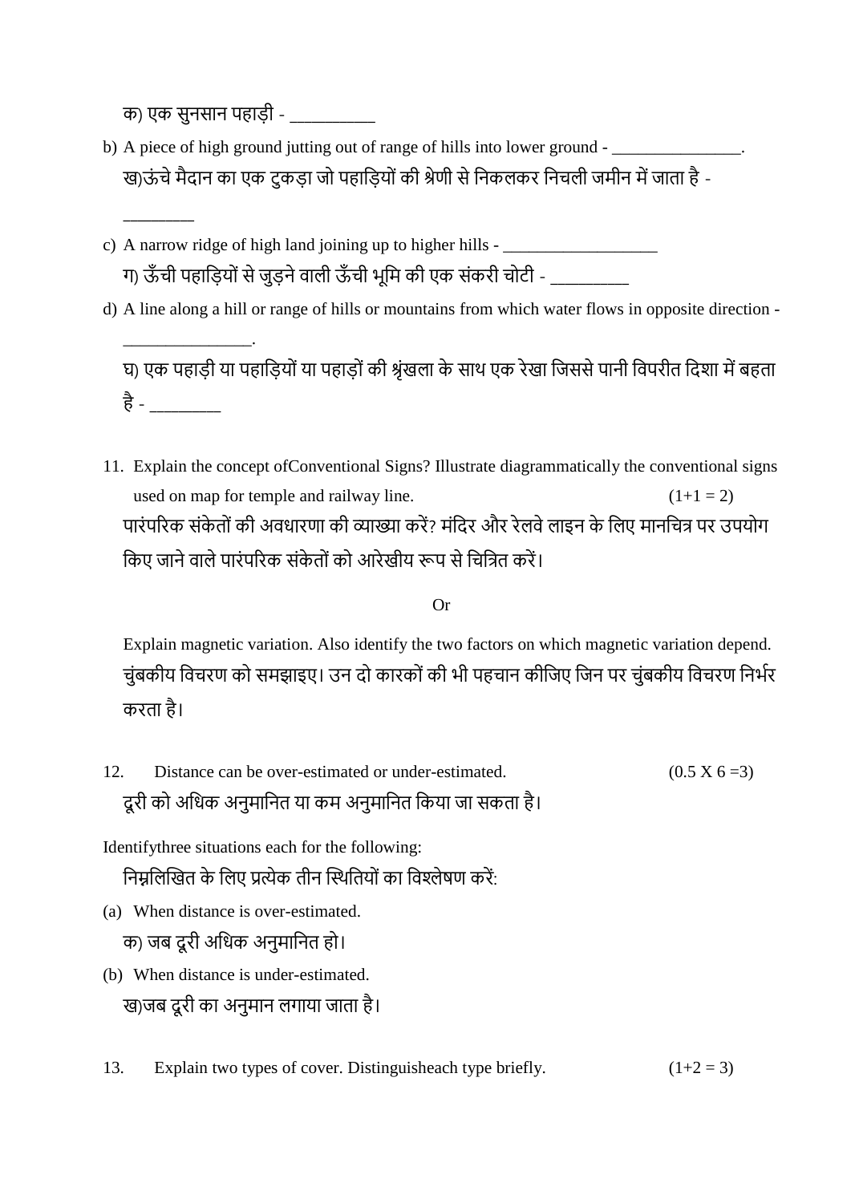क) एक सुनसान पहाड़ी - __________

b) A piece of high ground jutting out of range of hills into lower ground - _______________.
   ख)ऊंचे मैदान का एक टुकड़ा जो पहाड़ियों की श्रेणी से निकलकर निचली जमीन में जाता है - ________

c) A narrow ridge of high land joining up to higher hills - __________________
   ग) ऊँची पहाड़ियों से जुड़ने वाली ऊँची भूमि की एक संकरी चोटी - _________

d) A line along a hill or range of hills or mountains from which water flows in opposite direction - _______________.
   घ) एक पहाड़ी या पहाड़ियों या पहाड़ों की श्रृंखला के साथ एक रेखा जिससे पानी विपरीत दिशा में बहता है - ________

11. Explain the concept ofConventional Signs? Illustrate diagrammatically the conventional signs used on map for temple and railway line. (1+1 = 2)
    पारंपरिक संकेतों की अवधारणा की व्याख्या करें? मंदिर और रेलवे लाइन के लिए मानचित्र पर उपयोग किए जाने वाले पारंपरिक संकेतों को आरेखीय रूप से चित्रित करें।

Or

Explain magnetic variation. Also identify the two factors on which magnetic variation depend.
चुंबकीय विचरण को समझाइए। उन दो कारकों की भी पहचान कीजिए जिन पर चुंबकीय विचरण निर्भर करता है।

12. Distance can be over-estimated or under-estimated. (0.5 X 6 =3)
    दूरी को अधिक अनुमानित या कम अनुमानित किया जा सकता है।

Identifythree situations each for the following:
निम्नलिखित के लिए प्रत्येक तीन स्थितियों का विश्लेषण करें:

(a) When distance is over-estimated.
    क) जब दूरी अधिक अनुमानित हो।

(b) When distance is under-estimated.
    ख)जब दूरी का अनुमान लगाया जाता है।

13. Explain two types of cover. Distinguisheach type briefly. (1+2 = 3)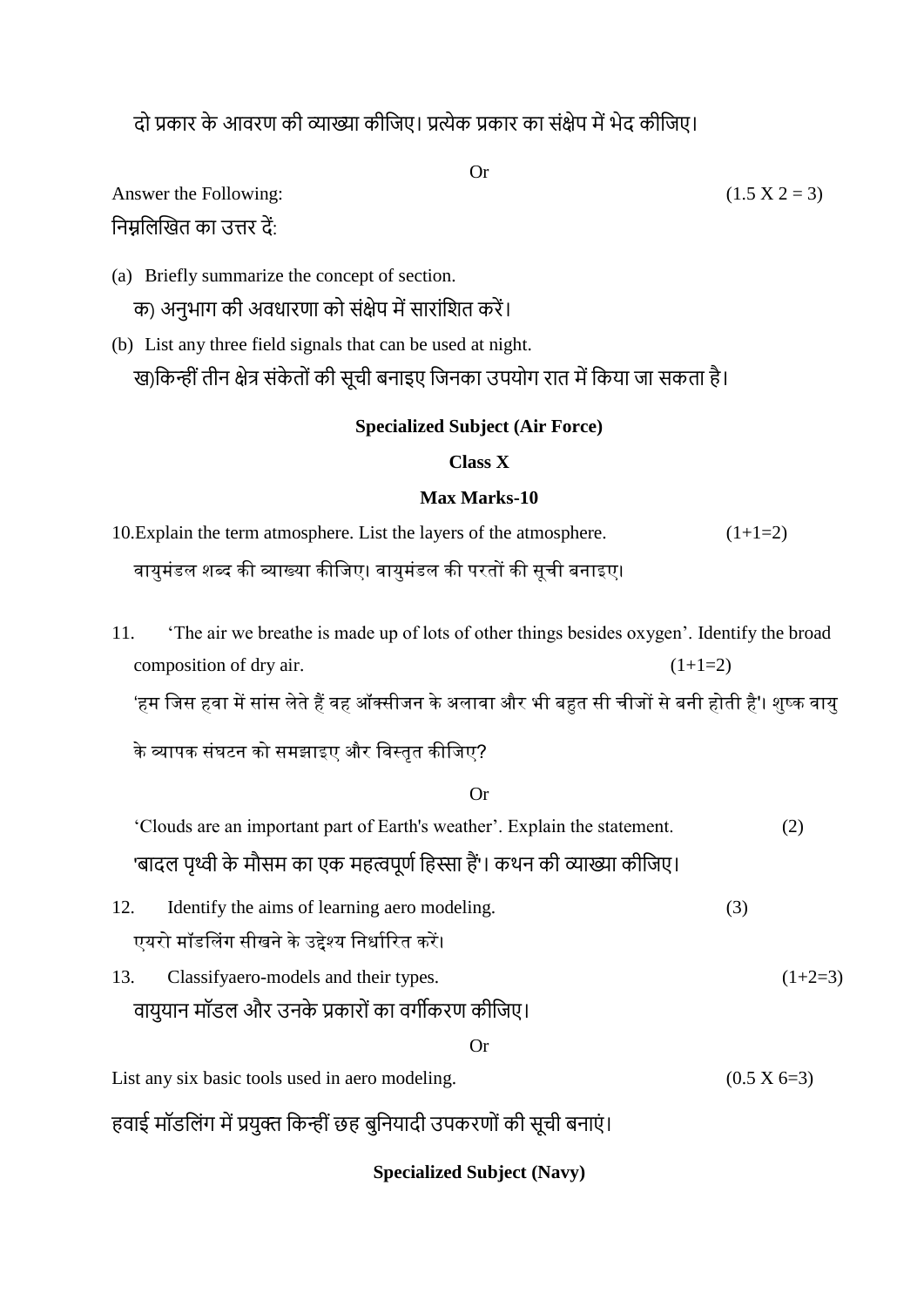दो प्रकार के आवरण की व्याख्या कीजिए। प्रत्येक प्रकार का संक्षेप में भेद कीजिए।

Or

Answer the Following: (1.5 X 2 = 3)

निम्नलिखित का उत्तर दें:

(a) Briefly summarize the concept of section.

क) अनुभाग की अवधारणा को संक्षेप में सारांशित करें।

(b) List any three field signals that can be used at night.

ख)किन्हीं तीन क्षेत्र संकेतों की सूची बनाइए जिनका उपयोग रात में किया जा सकता है।

**Specialized Subject (Air Force)**

**Class X**

**Max Marks-10**

10.Explain the term atmosphere. List the layers of the atmosphere. (1+1=2)

वायुमंडल शब्द की व्याख्या कीजिए। वायुमंडल की परतों की सूची बनाइए।

11. 'The air we breathe is made up of lots of other things besides oxygen'. Identify the broad composition of dry air. (1+1=2)

'हम जिस हवा में सांस लेते हैं वह ऑक्सीजन के अलावा और भी बहुत सी चीजों से बनी होती है'। शुष्क वायु के व्यापक संघटन को समझाइए और विस्तृत कीजिए?

Or

'Clouds are an important part of Earth's weather'. Explain the statement. (2)

'बादल पृथ्वी के मौसम का एक महत्वपूर्ण हिस्सा हैं'। कथन की व्याख्या कीजिए।

12. Identify the aims of learning aero modeling. (3)

एयरो मॉडलिंग सीखने के उद्देश्य निर्धारित करें।

13. Classifyaero-models and their types. (1+2=3)

वायुयान मॉडल और उनके प्रकारों का वर्गीकरण कीजिए।

Or

List any six basic tools used in aero modeling. (0.5 X 6=3)

हवाई मॉडलिंग में प्रयुक्त किन्हीं छह बुनियादी उपकरणों की सूची बनाएं।

**Specialized Subject (Navy)**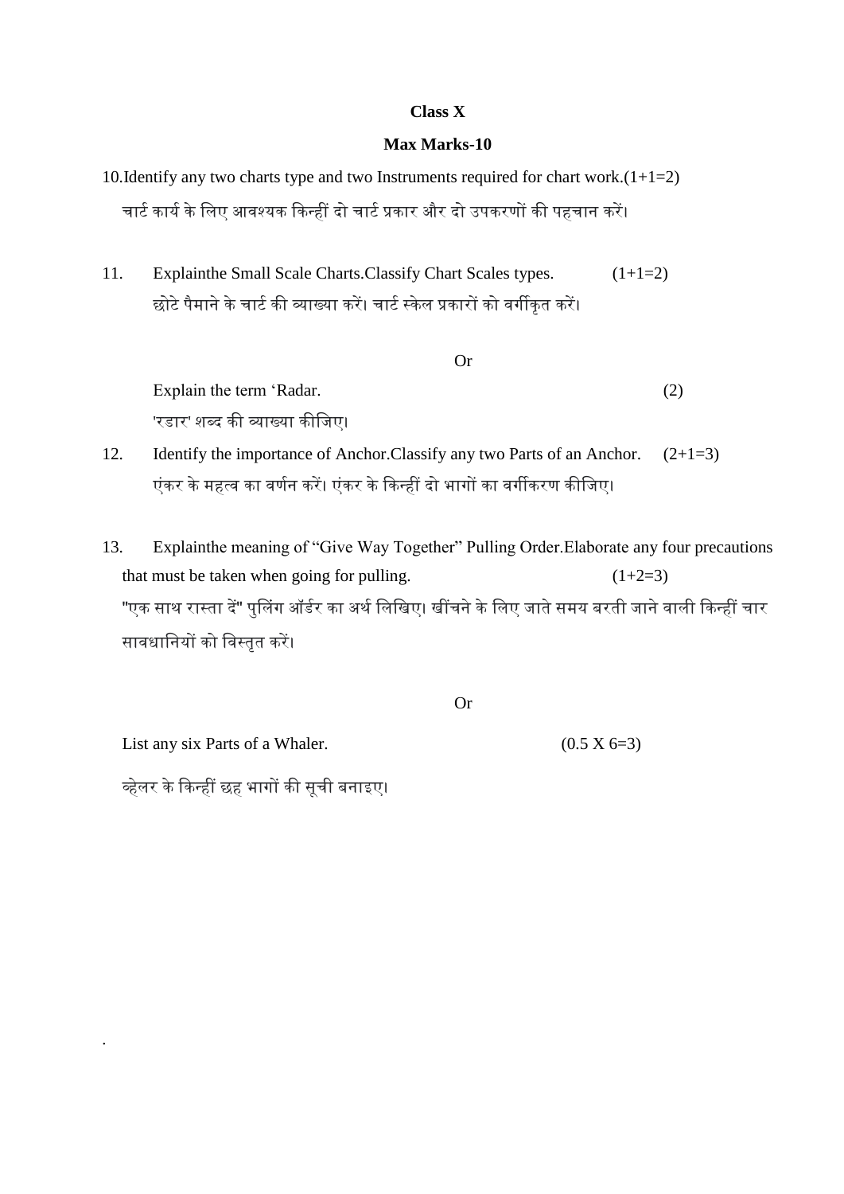**Class X**

**Max Marks-10**

10.Identify any two charts type and two Instruments required for chart work.(1+1=2)

चार्ट कार्य के लिए आवश्यक किन्हीं दो चार्ट प्रकार और दो उपकरणों की पहचान करें।

11. Explainthe Small Scale Charts.Classify Chart Scales types. (1+1=2)

छोटे पैमाने के चार्ट की व्याख्या करें। चार्ट स्केल प्रकारों को वर्गीकृत करें।

Or

Explain the term 'Radar. (2)

'रडार' शब्द की व्याख्या कीजिए।

12. Identify the importance of Anchor.Classify any two Parts of an Anchor. (2+1=3)

एंकर के महत्व का वर्णन करें। एंकर के किन्हीं दो भागों का वर्गीकरण कीजिए।

13. Explainthe meaning of "Give Way Together" Pulling Order.Elaborate any four precautions that must be taken when going for pulling. (1+2=3)

"एक साथ रास्ता दें" पुलिंग ऑर्डर का अर्थ लिखिए। खींचने के लिए जाते समय बरती जाने वाली किन्हीं चार सावधानियों को विस्तृत करें।

Or

List any six Parts of a Whaler. (0.5 X 6=3)

व्हेलर के किन्हीं छह भागों की सूची बनाइए।